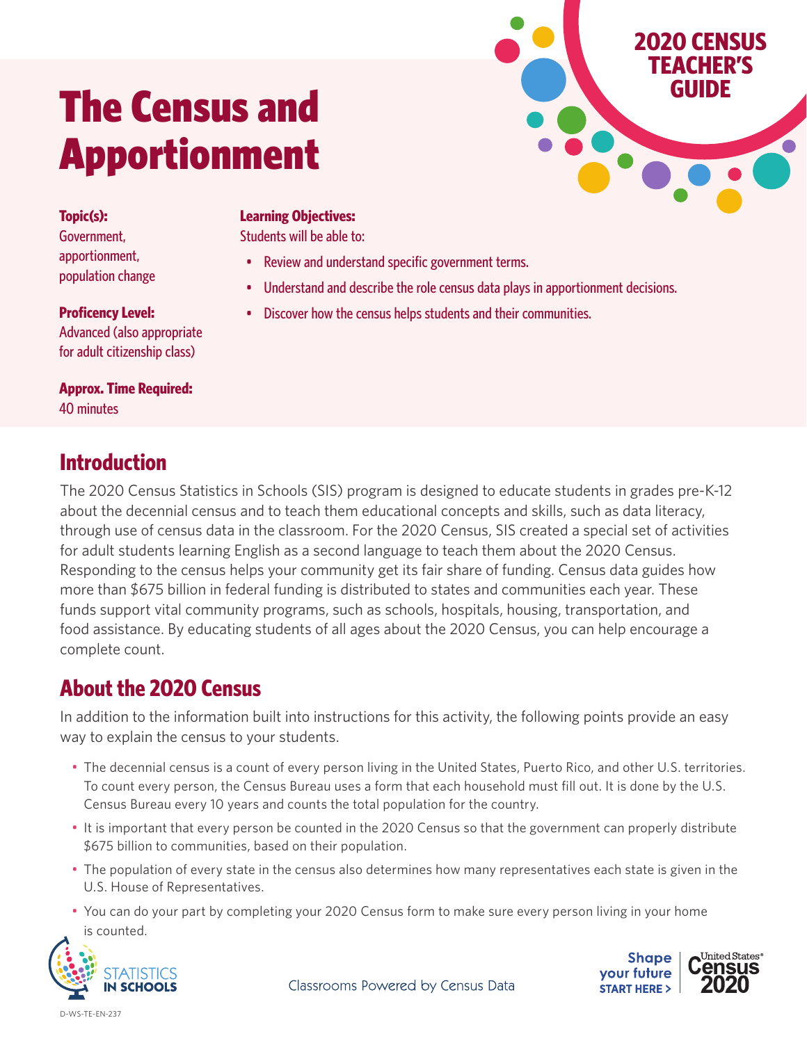2020 CENSUS TEACHER'S GUIDE

# The Census and Apportionment

**Topic(s):**
Government, apportionment, population change

**Proficency Level:**
Advanced (also appropriate for adult citizenship class)

**Approx. Time Required:**
40 minutes

**Learning Objectives:**
Students will be able to:

- Review and understand specific government terms.
- Understand and describe the role census data plays in apportionment decisions.
- Discover how the census helps students and their communities.

## Introduction

The 2020 Census Statistics in Schools (SIS) program is designed to educate students in grades pre-K-12 about the decennial census and to teach them educational concepts and skills, such as data literacy, through use of census data in the classroom. For the 2020 Census, SIS created a special set of activities for adult students learning English as a second language to teach them about the 2020 Census. Responding to the census helps your community get its fair share of funding. Census data guides how more than $675 billion in federal funding is distributed to states and communities each year. These funds support vital community programs, such as schools, hospitals, housing, transportation, and food assistance. By educating students of all ages about the 2020 Census, you can help encourage a complete count.

## About the 2020 Census

In addition to the information built into instructions for this activity, the following points provide an easy way to explain the census to your students.

- The decennial census is a count of every person living in the United States, Puerto Rico, and other U.S. territories. To count every person, the Census Bureau uses a form that each household must fill out. It is done by the U.S. Census Bureau every 10 years and counts the total population for the country.
- It is important that every person be counted in the 2020 Census so that the government can properly distribute $675 billion to communities, based on their population.
- The population of every state in the census also determines how many representatives each state is given in the U.S. House of Representatives.
- You can do your part by completing your 2020 Census form to make sure every person living in your home is counted.

STATISTICS IN SCHOOLS

Classrooms Powered by Census Data

Shape your future START HERE > | United States® Census 2020

D-WS-TE-EN-237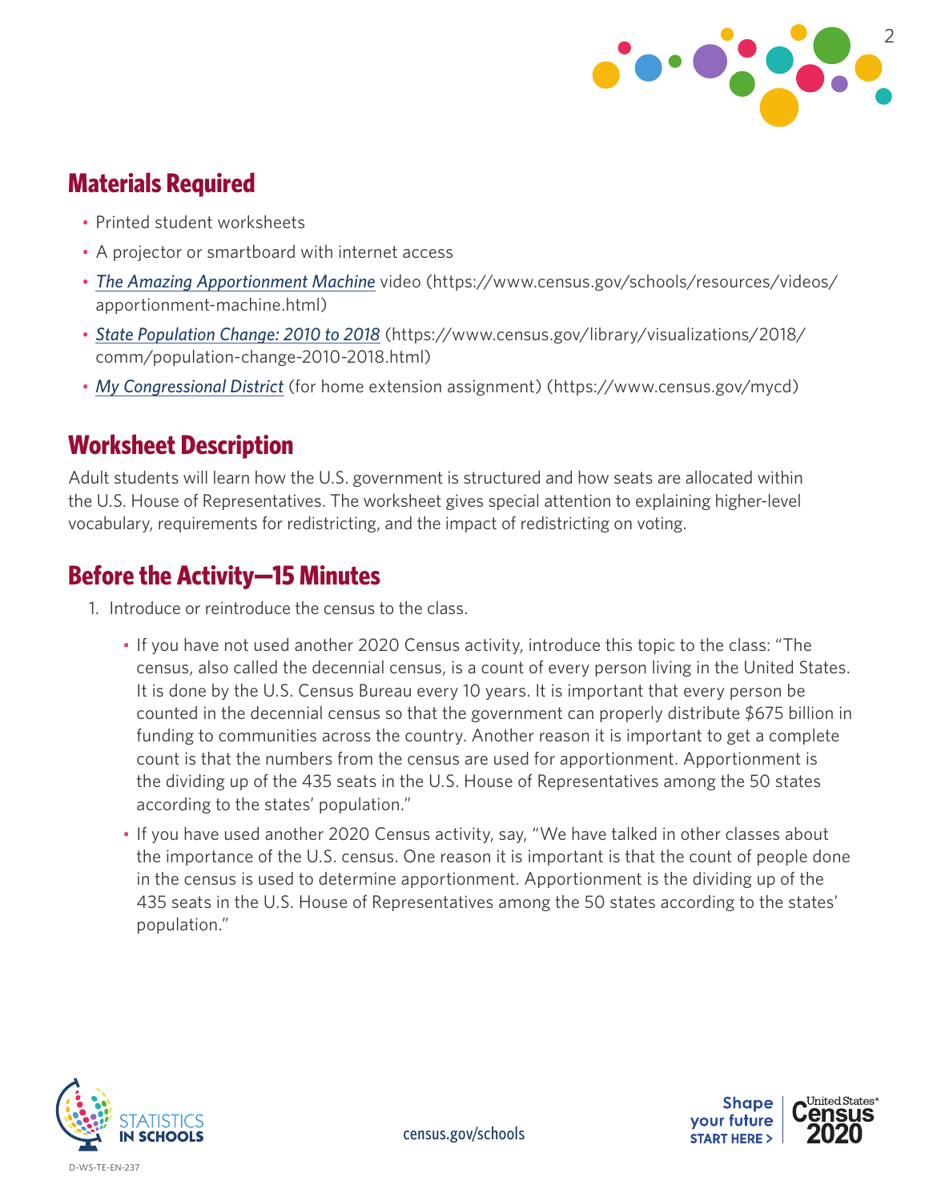## Materials Required

- Printed student worksheets
- A projector or smartboard with internet access
- *The Amazing Apportionment Machine* video (https://www.census.gov/schools/resources/videos/apportionment-machine.html)
- *State Population Change: 2010 to 2018* (https://www.census.gov/library/visualizations/2018/comm/population-change-2010-2018.html)
- *My Congressional District* (for home extension assignment) (https://www.census.gov/mycd)

## Worksheet Description

Adult students will learn how the U.S. government is structured and how seats are allocated within the U.S. House of Representatives. The worksheet gives special attention to explaining higher-level vocabulary, requirements for redistricting, and the impact of redistricting on voting.

## Before the Activity—15 Minutes

1. Introduce or reintroduce the census to the class.
   - If you have not used another 2020 Census activity, introduce this topic to the class: "The census, also called the decennial census, is a count of every person living in the United States. It is done by the U.S. Census Bureau every 10 years. It is important that every person be counted in the decennial census so that the government can properly distribute $675 billion in funding to communities across the country. Another reason it is important to get a complete count is that the numbers from the census are used for apportionment. Apportionment is the dividing up of the 435 seats in the U.S. House of Representatives among the 50 states according to the states' population."
   - If you have used another 2020 Census activity, say, "We have talked in other classes about the importance of the U.S. census. One reason it is important is that the count of people done in the census is used to determine apportionment. Apportionment is the dividing up of the 435 seats in the U.S. House of Representatives among the 50 states according to the states' population."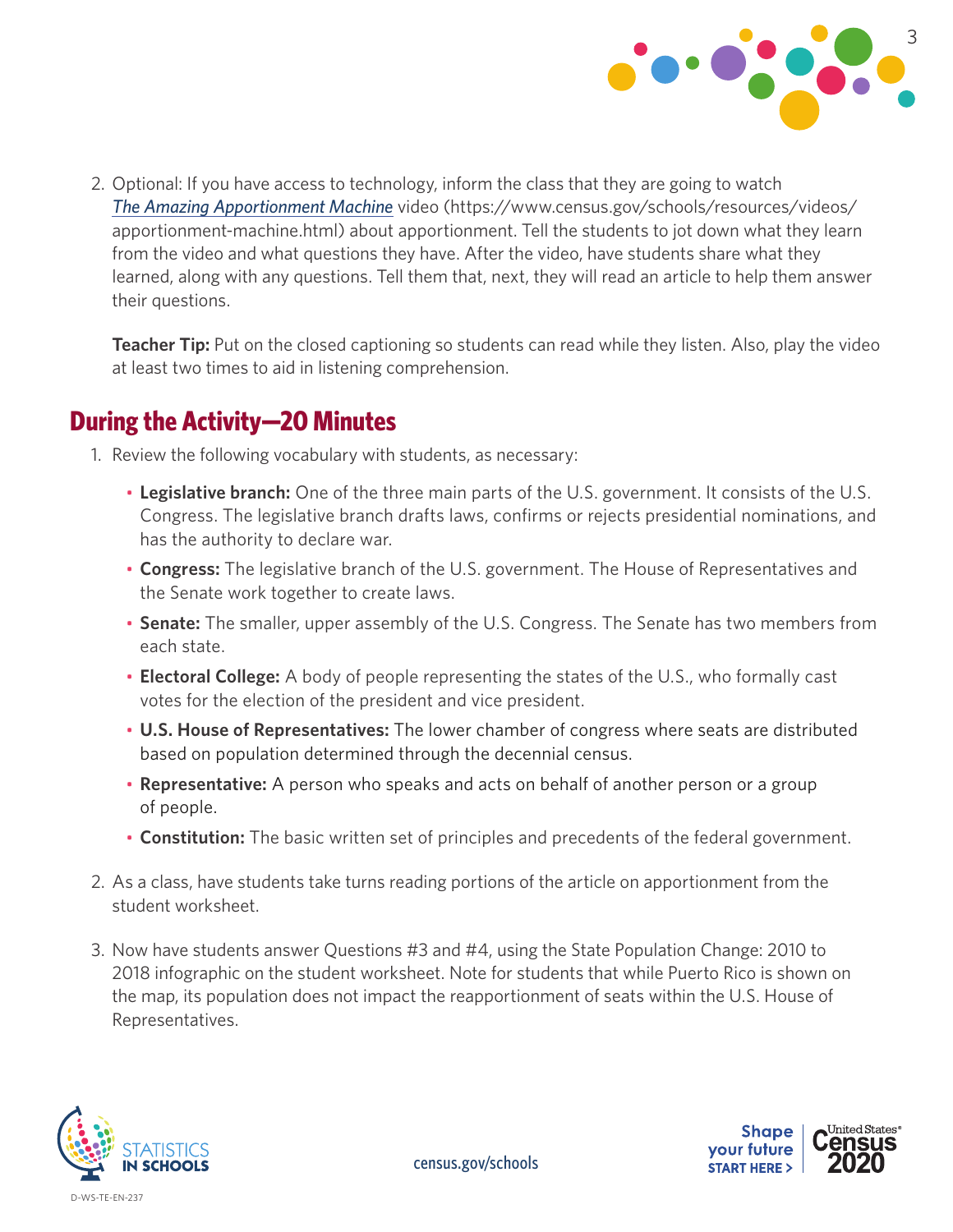2. Optional: If you have access to technology, inform the class that they are going to watch *The Amazing Apportionment Machine* video (https://www.census.gov/schools/resources/videos/apportionment-machine.html) about apportionment. Tell the students to jot down what they learn from the video and what questions they have. After the video, have students share what they learned, along with any questions. Tell them that, next, they will read an article to help them answer their questions.

   **Teacher Tip:** Put on the closed captioning so students can read while they listen. Also, play the video at least two times to aid in listening comprehension.

## During the Activity—20 Minutes

1. Review the following vocabulary with students, as necessary:
   - **Legislative branch:** One of the three main parts of the U.S. government. It consists of the U.S. Congress. The legislative branch drafts laws, confirms or rejects presidential nominations, and has the authority to declare war.
   - **Congress:** The legislative branch of the U.S. government. The House of Representatives and the Senate work together to create laws.
   - **Senate:** The smaller, upper assembly of the U.S. Congress. The Senate has two members from each state.
   - **Electoral College:** A body of people representing the states of the U.S., who formally cast votes for the election of the president and vice president.
   - **U.S. House of Representatives:** The lower chamber of congress where seats are distributed based on population determined through the decennial census.
   - **Representative:** A person who speaks and acts on behalf of another person or a group of people.
   - **Constitution:** The basic written set of principles and precedents of the federal government.
2. As a class, have students take turns reading portions of the article on apportionment from the student worksheet.
3. Now have students answer Questions #3 and #4, using the State Population Change: 2010 to 2018 infographic on the student worksheet. Note for students that while Puerto Rico is shown on the map, its population does not impact the reapportionment of seats within the U.S. House of Representatives.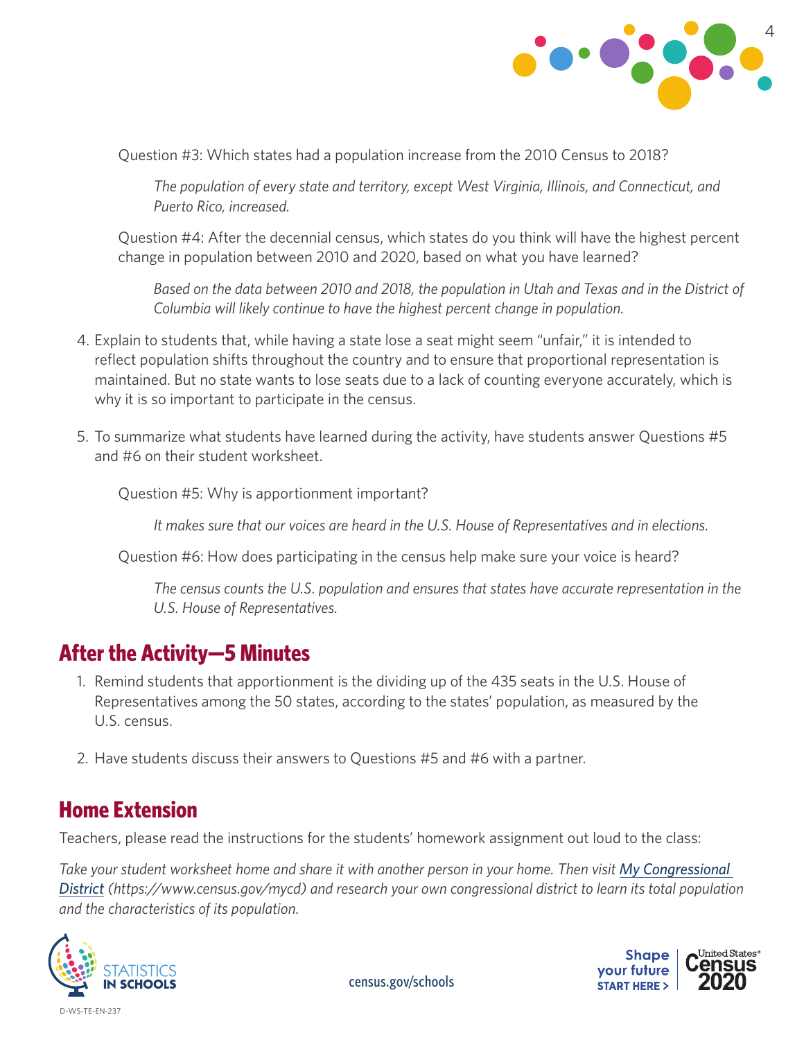Question #3: Which states had a population increase from the 2010 Census to 2018?

*The population of every state and territory, except West Virginia, Illinois, and Connecticut, and Puerto Rico, increased.*

Question #4: After the decennial census, which states do you think will have the highest percent change in population between 2010 and 2020, based on what you have learned?

*Based on the data between 2010 and 2018, the population in Utah and Texas and in the District of Columbia will likely continue to have the highest percent change in population.*

4. Explain to students that, while having a state lose a seat might seem "unfair," it is intended to reflect population shifts throughout the country and to ensure that proportional representation is maintained. But no state wants to lose seats due to a lack of counting everyone accurately, which is why it is so important to participate in the census.

5. To summarize what students have learned during the activity, have students answer Questions #5 and #6 on their student worksheet.

Question #5: Why is apportionment important?

*It makes sure that our voices are heard in the U.S. House of Representatives and in elections.*

Question #6: How does participating in the census help make sure your voice is heard?

*The census counts the U.S. population and ensures that states have accurate representation in the U.S. House of Representatives.*

## After the Activity—5 Minutes

1. Remind students that apportionment is the dividing up of the 435 seats in the U.S. House of Representatives among the 50 states, according to the states' population, as measured by the U.S. census.

2. Have students discuss their answers to Questions #5 and #6 with a partner.

## Home Extension

Teachers, please read the instructions for the students' homework assignment out loud to the class:

*Take your student worksheet home and share it with another person in your home. Then visit [My Congressional District](https://www.census.gov/mycd) (https://www.census.gov/mycd) and research your own congressional district to learn its total population and the characteristics of its population.*